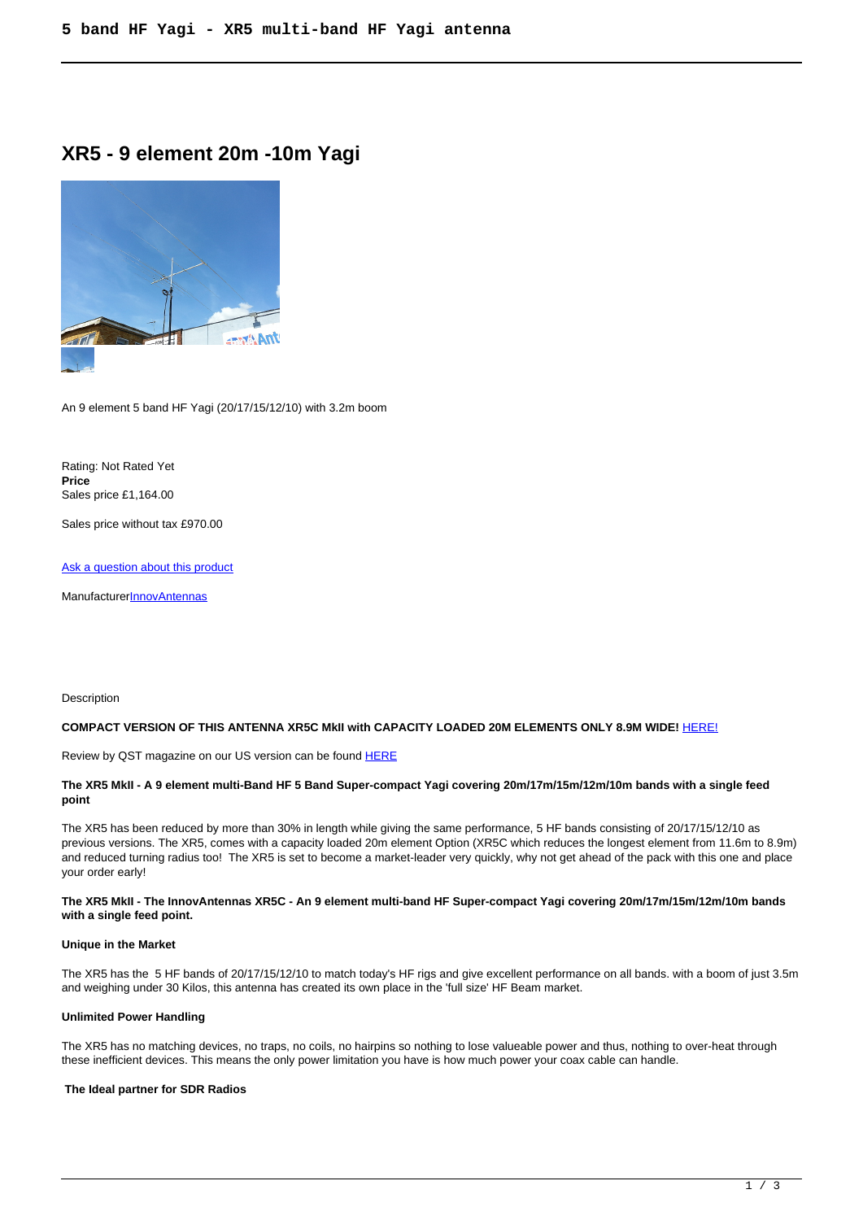# XR5 - 9 element 20m -10m Yagi

An 9 element 5 band HF Yagi (20/17/15/12/10) with 3.2m boom

Rating: Not Rated Yet
**Price**
Sales price £1,164.00

Sales price without tax £970.00

[Ask a question about this product]

Manufacturer[InnovAntennas]

Description

**COMPACT VERSION OF THIS ANTENNA XR5C MkII with CAPACITY LOADED 20M ELEMENTS ONLY 8.9M WIDE!** [HERE!]

Review by QST magazine on our US version can be found [HERE]

**The XR5 MkII - A 9 element multi-Band HF 5 Band Super-compact Yagi covering 20m/17m/15m/12m/10m bands with a single feed point**

The XR5 has been reduced by more than 30% in length while giving the same performance, 5 HF bands consisting of 20/17/15/12/10 as previous versions. The XR5, comes with a capacity loaded 20m element Option (XR5C which reduces the longest element from 11.6m to 8.9m) and reduced turning radius too! The XR5 is set to become a market-leader very quickly, why not get ahead of the pack with this one and place your order early!

**The XR5 MkII - The InnovAntennas XR5C - An 9 element multi-band HF Super-compact Yagi covering 20m/17m/15m/12m/10m bands with a single feed point.**

**Unique in the Market**

The XR5 has the 5 HF bands of 20/17/15/12/10 to match today's HF rigs and give excellent performance on all bands. with a boom of just 3.5m and weighing under 30 Kilos, this antenna has created its own place in the 'full size' HF Beam market.

**Unlimited Power Handling**

The XR5 has no matching devices, no traps, no coils, no hairpins so nothing to lose valueable power and thus, nothing to over-heat through these inefficient devices. This means the only power limitation you have is how much power your coax cable can handle.

**The Ideal partner for SDR Radios**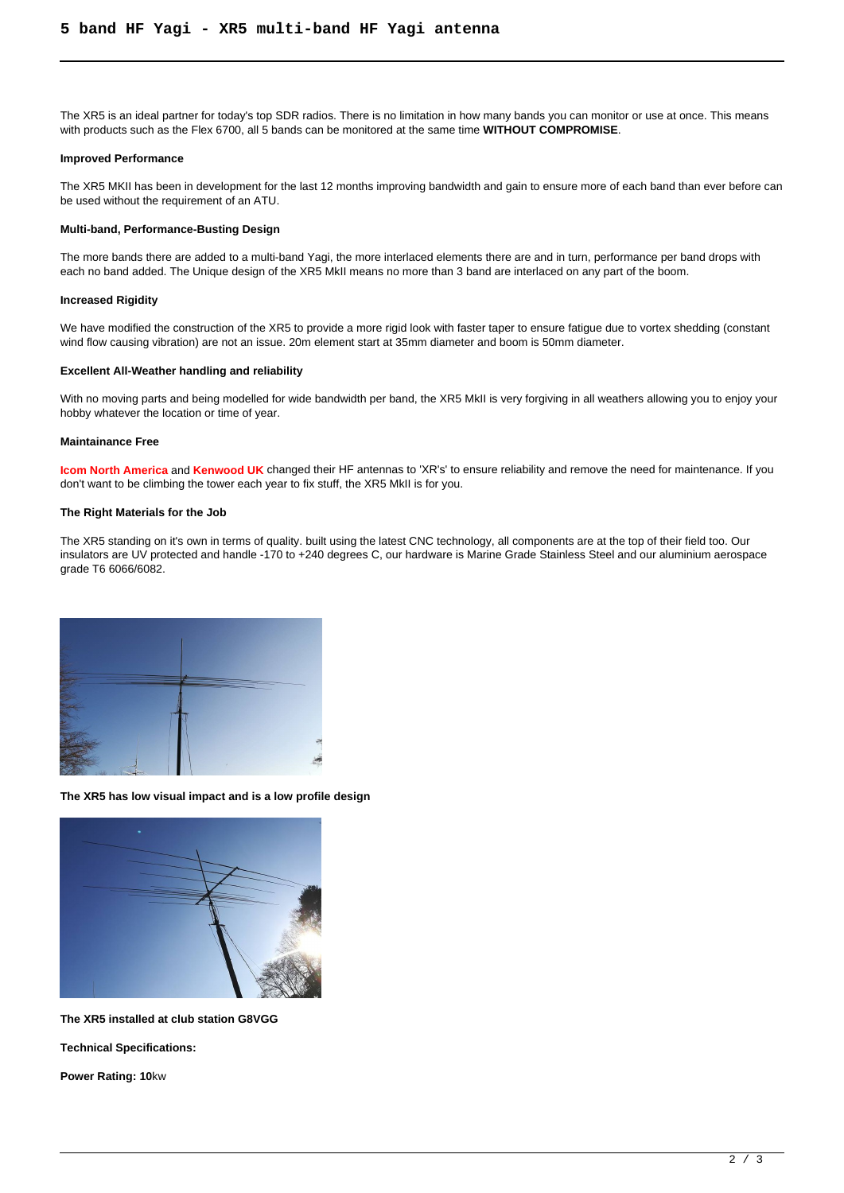# 5 band HF Yagi - XR5 multi-band HF Yagi antenna

The XR5 is an ideal partner for today's top SDR radios. There is no limitation in how many bands you can monitor or use at once. This means with products such as the Flex 6700, all 5 bands can be monitored at the same time **WITHOUT COMPROMISE**.

**Improved Performance**

The XR5 MKII has been in development for the last 12 months improving bandwidth and gain to ensure more of each band than ever before can be used without the requirement of an ATU.

**Multi-band, Performance-Busting Design**

The more bands there are added to a multi-band Yagi, the more interlaced elements there are and in turn, performance per band drops with each no band added. The Unique design of the XR5 MkII means no more than 3 band are interlaced on any part of the boom.

**Increased Rigidity**

We have modified the construction of the XR5 to provide a more rigid look with faster taper to ensure fatigue due to vortex shedding (constant wind flow causing vibration) are not an issue. 20m element start at 35mm diameter and boom is 50mm diameter.

**Excellent All-Weather handling and reliability**

With no moving parts and being modelled for wide bandwidth per band, the XR5 MkII is very forgiving in all weathers allowing you to enjoy your hobby whatever the location or time of year.

**Maintainance Free**

**Icom North America** and **Kenwood UK** changed their HF antennas to 'XR's' to ensure reliability and remove the need for maintenance. If you don't want to be climbing the tower each year to fix stuff, the XR5 MkII is for you.

**The Right Materials for the Job**

The XR5 standing on it's own in terms of quality. built using the latest CNC technology, all components are at the top of their field too. Our insulators are UV protected and handle -170 to +240 degrees C, our hardware is Marine Grade Stainless Steel and our aluminium aerospace grade T6 6066/6082.

**The XR5 has low visual impact and is a low profile design**

**The XR5 installed at club station G8VGG**

**Technical Specifications:**

**Power Rating: 10**kw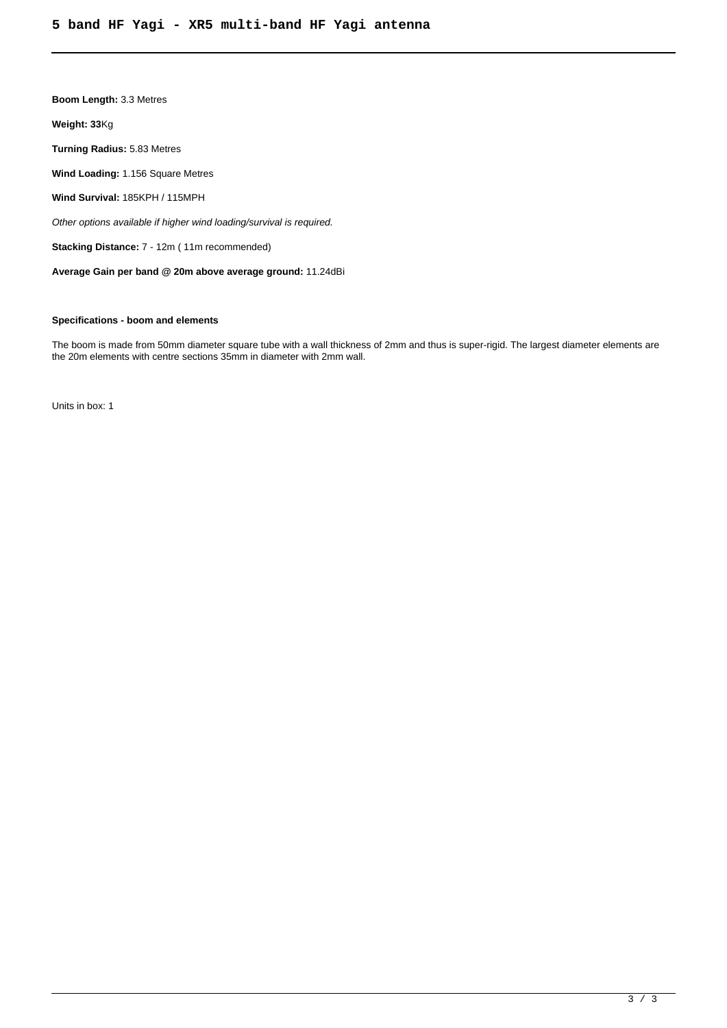**Boom Length:** 3.3 Metres

**Weight: 33**Kg

**Turning Radius:** 5.83 Metres

**Wind Loading:** 1.156 Square Metres

**Wind Survival:** 185KPH / 115MPH

*Other options available if higher wind loading/survival is required.*

**Stacking Distance:** 7 - 12m ( 11m recommended)

**Average Gain per band @ 20m above average ground:** 11.24dBi

**Specifications - boom and elements**

The boom is made from 50mm diameter square tube with a wall thickness of 2mm and thus is super-rigid. The largest diameter elements are the 20m elements with centre sections 35mm in diameter with 2mm wall.

Units in box: 1